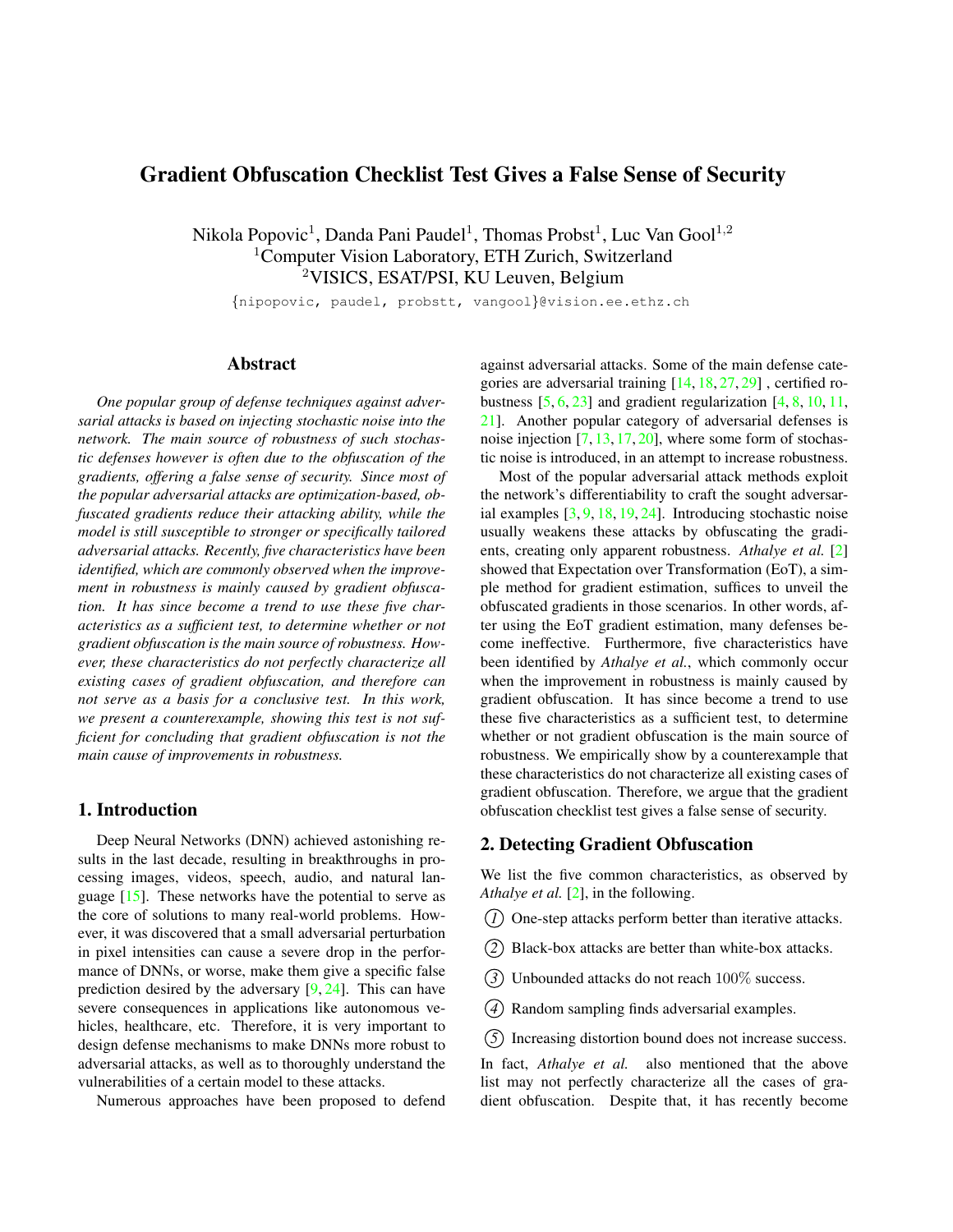# Gradient Obfuscation Checklist Test Gives a False Sense of Security

Nikola Popovic[1], Danda Pani Paudel[1], Thomas Probst[1], Luc Van Gool[1,2]
[1]Computer Vision Laboratory, ETH Zurich, Switzerland
[2]VISICS, ESAT/PSI, KU Leuven, Belgium

{nipopovic, paudel, probstt, vangool}@vision.ee.ethz.ch

## Abstract

*One popular group of defense techniques against adversarial attacks is based on injecting stochastic noise into the network. The main source of robustness of such stochastic defenses however is often due to the obfuscation of the gradients, offering a false sense of security. Since most of the popular adversarial attacks are optimization-based, obfuscated gradients reduce their attacking ability, while the model is still susceptible to stronger or specifically tailored adversarial attacks. Recently, five characteristics have been identified, which are commonly observed when the improvement in robustness is mainly caused by gradient obfuscation. It has since become a trend to use these five characteristics as a sufficient test, to determine whether or not gradient obfuscation is the main source of robustness. However, these characteristics do not perfectly characterize all existing cases of gradient obfuscation, and therefore can not serve as a basis for a conclusive test. In this work, we present a counterexample, showing this test is not sufficient for concluding that gradient obfuscation is not the main cause of improvements in robustness.*

## 1. Introduction

Deep Neural Networks (DNN) achieved astonishing results in the last decade, resulting in breakthroughs in processing images, videos, speech, audio, and natural language [15]. These networks have the potential to serve as the core of solutions to many real-world problems. However, it was discovered that a small adversarial perturbation in pixel intensities can cause a severe drop in the performance of DNNs, or worse, make them give a specific false prediction desired by the adversary [9, 24]. This can have severe consequences in applications like autonomous vehicles, healthcare, etc. Therefore, it is very important to design defense mechanisms to make DNNs more robust to adversarial attacks, as well as to thoroughly understand the vulnerabilities of a certain model to these attacks.

Numerous approaches have been proposed to defend against adversarial attacks. Some of the main defense categories are adversarial training [14, 18, 27, 29] , certified robustness [5, 6, 23] and gradient regularization [4, 8, 10, 11, 21]. Another popular category of adversarial defenses is noise injection [7, 13, 17, 20], where some form of stochastic noise is introduced, in an attempt to increase robustness.

Most of the popular adversarial attack methods exploit the network's differentiability to craft the sought adversarial examples [3, 9, 18, 19, 24]. Introducing stochastic noise usually weakens these attacks by obfuscating the gradients, creating only apparent robustness. *Athalye et al.* [2] showed that Expectation over Transformation (EoT), a simple method for gradient estimation, suffices to unveil the obfuscated gradients in those scenarios. In other words, after using the EoT gradient estimation, many defenses become ineffective. Furthermore, five characteristics have been identified by *Athalye et al.*, which commonly occur when the improvement in robustness is mainly caused by gradient obfuscation. It has since become a trend to use these five characteristics as a sufficient test, to determine whether or not gradient obfuscation is the main source of robustness. We empirically show by a counterexample that these characteristics do not characterize all existing cases of gradient obfuscation. Therefore, we argue that the gradient obfuscation checklist test gives a false sense of security.

## 2. Detecting Gradient Obfuscation

We list the five common characteristics, as observed by *Athalye et al.* [2], in the following.

1. One-step attacks perform better than iterative attacks.
2. Black-box attacks are better than white-box attacks.
3. Unbounded attacks do not reach $100\%$ success.
4. Random sampling finds adversarial examples.
5. Increasing distortion bound does not increase success.

In fact, *Athalye et al.* also mentioned that the above list may not perfectly characterize all the cases of gradient obfuscation. Despite that, it has recently become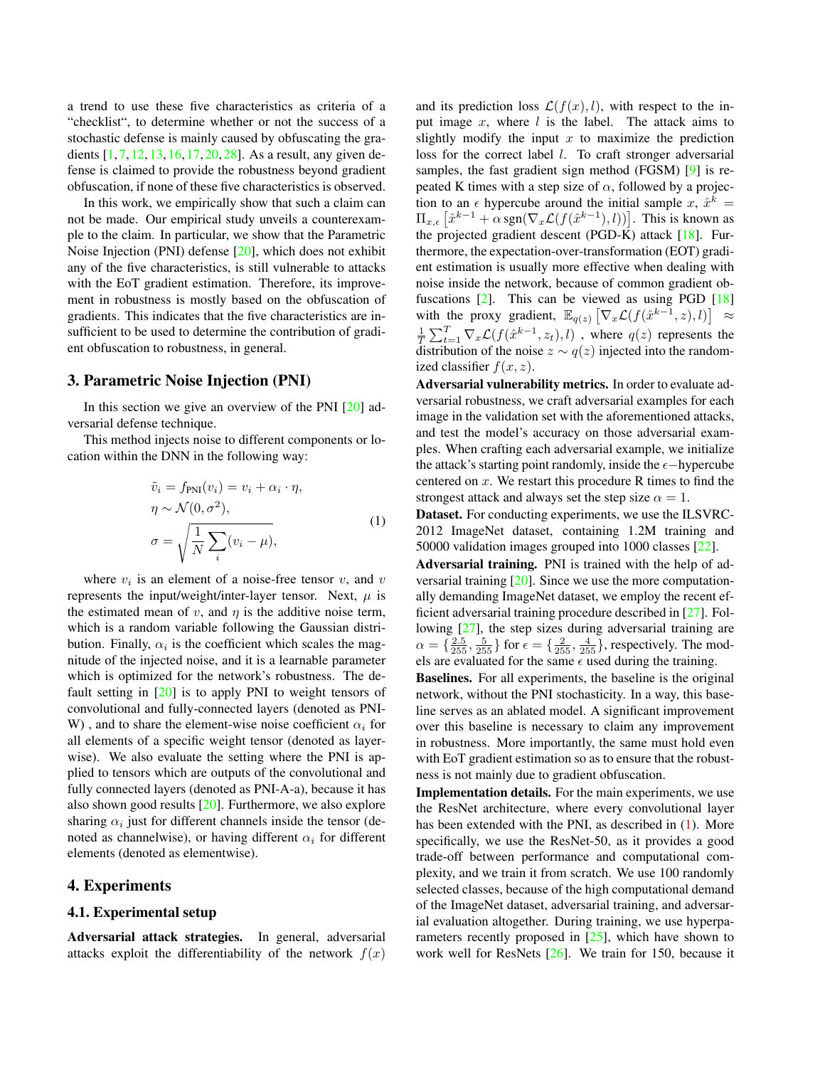a trend to use these five characteristics as criteria of a "checklist", to determine whether or not the success of a stochastic defense is mainly caused by obfuscating the gradients [1, 7, 12, 13, 16, 17, 20, 28]. As a result, any given defense is claimed to provide the robustness beyond gradient obfuscation, if none of these five characteristics is observed.

In this work, we empirically show that such a claim can not be made. Our empirical study unveils a counterexample to the claim. In particular, we show that the Parametric Noise Injection (PNI) defense [20], which does not exhibit any of the five characteristics, is still vulnerable to attacks with the EoT gradient estimation. Therefore, its improvement in robustness is mostly based on the obfuscation of gradients. This indicates that the five characteristics are insufficient to be used to determine the contribution of gradient obfuscation to robustness, in general.

## 3. Parametric Noise Injection (PNI)

In this section we give an overview of the PNI [20] adversarial defense technique.

This method injects noise to different components or location within the DNN in the following way:

$$
\begin{aligned}
\tilde{v}_i &= f_{\text{PNI}}(v_i) = v_i + \alpha_i \cdot \eta, \\
\eta &\sim \mathcal{N}(0, \sigma^2), \\
\sigma &= \sqrt{\frac{1}{N}\sum_i (v_i - \mu)},
\end{aligned}
\tag{1}
$$

where $v_i$ is an element of a noise-free tensor $v$, and $v$ represents the input/weight/inter-layer tensor. Next, $\mu$ is the estimated mean of $v$, and $\eta$ is the additive noise term, which is a random variable following the Gaussian distribution. Finally, $\alpha_i$ is the coefficient which scales the magnitude of the injected noise, and it is a learnable parameter which is optimized for the network's robustness. The default setting in [20] is to apply PNI to weight tensors of convolutional and fully-connected layers (denoted as PNI-W) , and to share the element-wise noise coefficient $\alpha_i$ for all elements of a specific weight tensor (denoted as layerwise). We also evaluate the setting where the PNI is applied to tensors which are outputs of the convolutional and fully connected layers (denoted as PNI-A-a), because it has also shown good results [20]. Furthermore, we also explore sharing $\alpha_i$ just for different channels inside the tensor (denoted as channelwise), or having different $\alpha_i$ for different elements (denoted as elementwise).

## 4. Experiments

### 4.1. Experimental setup

**Adversarial attack strategies.** In general, adversarial attacks exploit the differentiability of the network $f(x)$ and its prediction loss $\mathcal{L}(f(x), l)$, with respect to the input image $x$, where $l$ is the label. The attack aims to slightly modify the input $x$ to maximize the prediction loss for the correct label $l$. To craft stronger adversarial samples, the fast gradient sign method (FGSM) [9] is repeated K times with a step size of $\alpha$, followed by a projection to an $\epsilon$ hypercube around the initial sample $x$, $\hat{x}^k = \Pi_{x,\epsilon}\left[\hat{x}^{k-1} + \alpha \, \text{sgn}(\nabla_x \mathcal{L}(f(\hat{x}^{k-1}), l))\right]$. This is known as the projected gradient descent (PGD-K) attack [18]. Furthermore, the expectation-over-transformation (EOT) gradient estimation is usually more effective when dealing with noise inside the network, because of common gradient obfuscations [2]. This can be viewed as using PGD [18] with the proxy gradient, $\mathbb{E}_{q(z)}\left[\nabla_x \mathcal{L}(f(\hat{x}^{k-1}, z), l)\right] \approx \frac{1}{T}\sum_{t=1}^{T} \nabla_x \mathcal{L}(f(\hat{x}^{k-1}, z_t), l)$ , where $q(z)$ represents the distribution of the noise $z \sim q(z)$ injected into the randomized classifier $f(x, z)$.

**Adversarial vulnerability metrics.** In order to evaluate adversarial robustness, we craft adversarial examples for each image in the validation set with the aforementioned attacks, and test the model's accuracy on those adversarial examples. When crafting each adversarial example, we initialize the attack's starting point randomly, inside the $\epsilon-$hypercube centered on $x$. We restart this procedure R times to find the strongest attack and always set the step size $\alpha = 1$.

**Dataset.** For conducting experiments, we use the ILSVRC-2012 ImageNet dataset, containing 1.2M training and 50000 validation images grouped into 1000 classes [22].

**Adversarial training.** PNI is trained with the help of adversarial training [20]. Since we use the more computationally demanding ImageNet dataset, we employ the recent efficient adversarial training procedure described in [27]. Following [27], the step sizes during adversarial training are $\alpha = \{\frac{2.5}{255}, \frac{5}{255}\}$ for $\epsilon = \{\frac{2}{255}, \frac{4}{255}\}$, respectively. The models are evaluated for the same $\epsilon$ used during the training.

**Baselines.** For all experiments, the baseline is the original network, without the PNI stochasticity. In a way, this baseline serves as an ablated model. A significant improvement over this baseline is necessary to claim any improvement in robustness. More importantly, the same must hold even with EoT gradient estimation so as to ensure that the robustness is not mainly due to gradient obfuscation.

**Implementation details.** For the main experiments, we use the ResNet architecture, where every convolutional layer has been extended with the PNI, as described in (1). More specifically, we use the ResNet-50, as it provides a good trade-off between performance and computational complexity, and we train it from scratch. We use 100 randomly selected classes, because of the high computational demand of the ImageNet dataset, adversarial training, and adversarial evaluation altogether. During training, we use hyperparameters recently proposed in [25], which have shown to work well for ResNets [26]. We train for 150, because it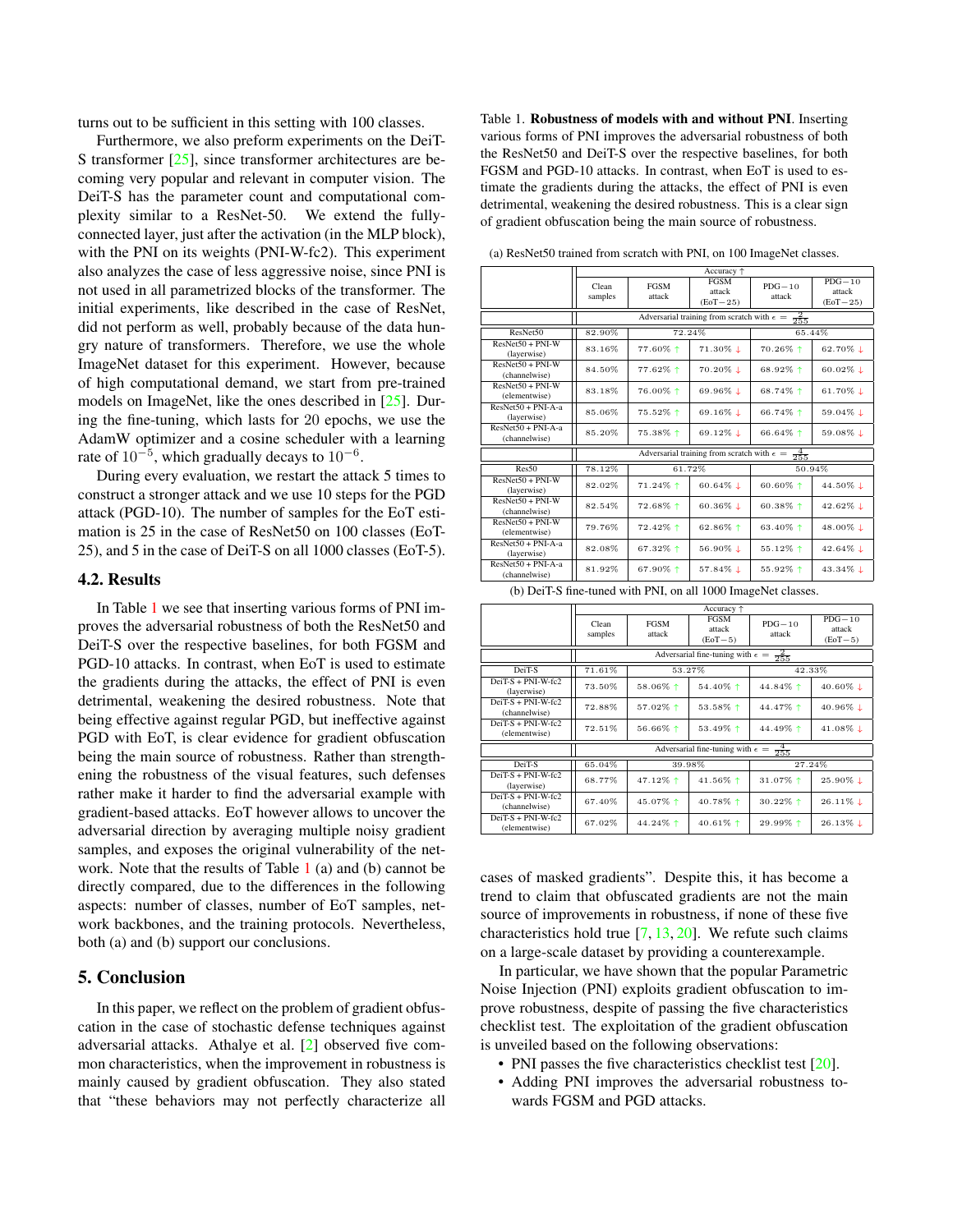turns out to be sufficient in this setting with 100 classes.

Furthermore, we also preform experiments on the DeiT-S transformer [25], since transformer architectures are becoming very popular and relevant in computer vision. The DeiT-S has the parameter count and computational complexity similar to a ResNet-50. We extend the fully-connected layer, just after the activation (in the MLP block), with the PNI on its weights (PNI-W-fc2). This experiment also analyzes the case of less aggressive noise, since PNI is not used in all parametrized blocks of the transformer. The initial experiments, like described in the case of ResNet, did not perform as well, probably because of the data hungry nature of transformers. Therefore, we use the whole ImageNet dataset for this experiment. However, because of high computational demand, we start from pre-trained models on ImageNet, like the ones described in [25]. During the fine-tuning, which lasts for 20 epochs, we use the AdamW optimizer and a cosine scheduler with a learning rate of $10^{-5}$, which gradually decays to $10^{-6}$.

During every evaluation, we restart the attack 5 times to construct a stronger attack and we use 10 steps for the PGD attack (PGD-10). The number of samples for the EoT estimation is 25 in the case of ResNet50 on 100 classes (EoT-25), and 5 in the case of DeiT-S on all 1000 classes (EoT-5).

## 4.2. Results

In Table 1 we see that inserting various forms of PNI improves the adversarial robustness of both the ResNet50 and DeiT-S over the respective baselines, for both FGSM and PGD-10 attacks. In contrast, when EoT is used to estimate the gradients during the attacks, the effect of PNI is even detrimental, weakening the desired robustness. Note that being effective against regular PGD, but ineffective against PGD with EoT, is clear evidence for gradient obfuscation being the main source of robustness. Rather than strengthening the robustness of the visual features, such defenses rather make it harder to find the adversarial example with gradient-based attacks. EoT however allows to uncover the adversarial direction by averaging multiple noisy gradient samples, and exposes the original vulnerability of the network. Note that the results of Table 1 (a) and (b) cannot be directly compared, due to the differences in the following aspects: number of classes, number of EoT samples, network backbones, and the training protocols. Nevertheless, both (a) and (b) support our conclusions.

## 5. Conclusion

In this paper, we reflect on the problem of gradient obfuscation in the case of stochastic defense techniques against adversarial attacks. Athalye et al. [2] observed five common characteristics, when the improvement in robustness is mainly caused by gradient obfuscation. They also stated that "these behaviors may not perfectly characterize all cases of masked gradients". Despite this, it has become a trend to claim that obfuscated gradients are not the main source of improvements in robustness, if none of these five characteristics hold true [7, 13, 20]. We refute such claims on a large-scale dataset by providing a counterexample.

In particular, we have shown that the popular Parametric Noise Injection (PNI) exploits gradient obfuscation to improve robustness, despite of passing the five characteristics checklist test. The exploitation of the gradient obfuscation is unveiled based on the following observations:

- PNI passes the five characteristics checklist test [20].
- Adding PNI improves the adversarial robustness towards FGSM and PGD attacks.

Table 1. **Robustness of models with and without PNI**. Inserting various forms of PNI improves the adversarial robustness of both the ResNet50 and DeiT-S over the respective baselines, for both FGSM and PGD-10 attacks. In contrast, when EoT is used to estimate the gradients during the attacks, the effect of PNI is even detrimental, weakening the desired robustness. This is a clear sign of gradient obfuscation being the main source of robustness.

(a) ResNet50 trained from scratch with PNI, on 100 ImageNet classes.

| | Accuracy ↑ | | | | |
|---|---|---|---|---|---|
| | Clean samples | FGSM attack | FGSM attack (EoT−25) | PDG−10 attack | PDG−10 attack (EoT−25) |
| | Adversarial training from scratch with $\epsilon = \frac{2}{255}$ | | | | |
| ResNet50 | 82.90% | 72.24% | | 65.44% | |
| ResNet50 + PNI-W (layerwise) | 83.16% | 77.60% ↑ | 71.30% ↓ | 70.26% ↑ | 62.70% ↓ |
| ResNet50 + PNI-W (channelwise) | 84.50% | 77.62% ↑ | 70.20% ↓ | 68.92% ↑ | 60.02% ↓ |
| ResNet50 + PNI-W (elementwise) | 83.18% | 76.00% ↑ | 69.96% ↓ | 68.74% ↑ | 61.70% ↓ |
| ResNet50 + PNI-A-a (layerwise) | 85.06% | 75.52% ↑ | 69.16% ↓ | 66.74% ↑ | 59.04% ↓ |
| ResNet50 + PNI-A-a (channelwise) | 85.20% | 75.38% ↑ | 69.12% ↓ | 66.64% ↑ | 59.08% ↓ |
| | Adversarial training from scratch with $\epsilon = \frac{4}{255}$ | | | | |
| Res50 | 78.12% | 61.72% | | 50.94% | |
| ResNet50 + PNI-W (layerwise) | 82.02% | 71.24% ↑ | 60.64% ↓ | 60.60% ↑ | 44.50% ↓ |
| ResNet50 + PNI-W (channelwise) | 82.54% | 72.68% ↑ | 60.36% ↓ | 60.38% ↑ | 42.62% ↓ |
| ResNet50 + PNI-W (elementwise) | 79.76% | 72.42% ↑ | 62.86% ↑ | 63.40% ↑ | 48.00% ↓ |
| ResNet50 + PNI-A-a (layerwise) | 82.08% | 67.32% ↑ | 56.90% ↓ | 55.12% ↑ | 42.64% ↓ |
| ResNet50 + PNI-A-a (channelwise) | 81.92% | 67.90% ↑ | 57.84% ↓ | 55.92% ↑ | 43.34% ↓ |

(b) DeiT-S fine-tuned with PNI, on all 1000 ImageNet classes.

| | Accuracy ↑ | | | | |
|---|---|---|---|---|---|
| | Clean samples | FGSM attack | FGSM attack (EoT−5) | PDG−10 attack | PDG−10 attack (EoT−5) |
| | Adversarial fine-tuning with $\epsilon = \frac{2}{255}$ | | | | |
| DeiT-S | 71.61% | 53.27% | | 42.33% | |
| DeiT-S + PNI-W-fc2 (layerwise) | 73.50% | 58.06% ↑ | 54.40% ↑ | 44.84% ↑ | 40.60% ↓ |
| DeiT-S + PNI-W-fc2 (channelwise) | 72.88% | 57.02% ↑ | 53.58% ↑ | 44.47% ↑ | 40.96% ↓ |
| DeiT-S + PNI-W-fc2 (elementwise) | 72.51% | 56.66% ↑ | 53.49% ↑ | 44.49% ↑ | 41.08% ↓ |
| | Adversarial fine-tuning with $\epsilon = \frac{4}{255}$ | | | | |
| DeiT-S | 65.04% | 39.98% | | 27.24% | |
| DeiT-S + PNI-W-fc2 (layerwise) | 68.77% | 47.12% ↑ | 41.56% ↑ | 31.07% ↑ | 25.90% ↓ |
| DeiT-S + PNI-W-fc2 (channelwise) | 67.40% | 45.07% ↑ | 40.78% ↑ | 30.22% ↑ | 26.11% ↓ |
| DeiT-S + PNI-W-fc2 (elementwise) | 67.02% | 44.24% ↑ | 40.61% ↑ | 29.99% ↑ | 26.13% ↓ |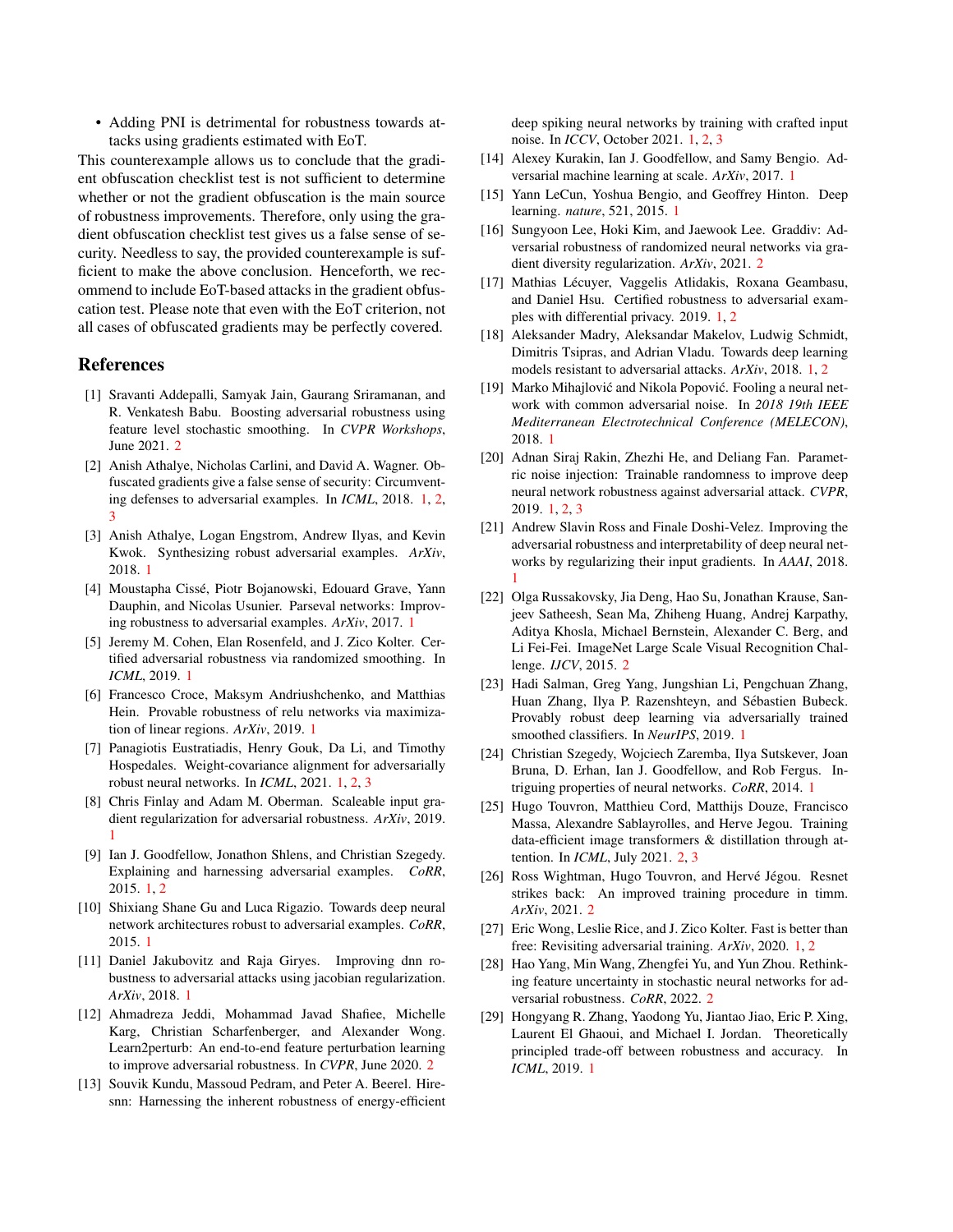- Adding PNI is detrimental for robustness towards attacks using gradients estimated with EoT.

This counterexample allows us to conclude that the gradient obfuscation checklist test is not sufficient to determine whether or not the gradient obfuscation is the main source of robustness improvements. Therefore, only using the gradient obfuscation checklist test gives us a false sense of security. Needless to say, the provided counterexample is sufficient to make the above conclusion. Henceforth, we recommend to include EoT-based attacks in the gradient obfuscation test. Please note that even with the EoT criterion, not all cases of obfuscated gradients may be perfectly covered.

## References

[1] Sravanti Addepalli, Samyak Jain, Gaurang Sriramanan, and R. Venkatesh Babu. Boosting adversarial robustness using feature level stochastic smoothing. In *CVPR Workshops*, June 2021. 2

[2] Anish Athalye, Nicholas Carlini, and David A. Wagner. Obfuscated gradients give a false sense of security: Circumventing defenses to adversarial examples. In *ICML*, 2018. 1, 2, 3

[3] Anish Athalye, Logan Engstrom, Andrew Ilyas, and Kevin Kwok. Synthesizing robust adversarial examples. *ArXiv*, 2018. 1

[4] Moustapha Cissé, Piotr Bojanowski, Edouard Grave, Yann Dauphin, and Nicolas Usunier. Parseval networks: Improving robustness to adversarial examples. *ArXiv*, 2017. 1

[5] Jeremy M. Cohen, Elan Rosenfeld, and J. Zico Kolter. Certified adversarial robustness via randomized smoothing. In *ICML*, 2019. 1

[6] Francesco Croce, Maksym Andriushchenko, and Matthias Hein. Provable robustness of relu networks via maximization of linear regions. *ArXiv*, 2019. 1

[7] Panagiotis Eustratiadis, Henry Gouk, Da Li, and Timothy Hospedales. Weight-covariance alignment for adversarially robust neural networks. In *ICML*, 2021. 1, 2, 3

[8] Chris Finlay and Adam M. Oberman. Scaleable input gradient regularization for adversarial robustness. *ArXiv*, 2019. 1

[9] Ian J. Goodfellow, Jonathon Shlens, and Christian Szegedy. Explaining and harnessing adversarial examples. *CoRR*, 2015. 1, 2

[10] Shixiang Shane Gu and Luca Rigazio. Towards deep neural network architectures robust to adversarial examples. *CoRR*, 2015. 1

[11] Daniel Jakubovitz and Raja Giryes. Improving dnn robustness to adversarial attacks using jacobian regularization. *ArXiv*, 2018. 1

[12] Ahmadreza Jeddi, Mohammad Javad Shafiee, Michelle Karg, Christian Scharfenberger, and Alexander Wong. Learn2perturb: An end-to-end feature perturbation learning to improve adversarial robustness. In *CVPR*, June 2020. 2

[13] Souvik Kundu, Massoud Pedram, and Peter A. Beerel. Hiresnn: Harnessing the inherent robustness of energy-efficient deep spiking neural networks by training with crafted input noise. In *ICCV*, October 2021. 1, 2, 3

[14] Alexey Kurakin, Ian J. Goodfellow, and Samy Bengio. Adversarial machine learning at scale. *ArXiv*, 2017. 1

[15] Yann LeCun, Yoshua Bengio, and Geoffrey Hinton. Deep learning. *nature*, 521, 2015. 1

[16] Sungyoon Lee, Hoki Kim, and Jaewook Lee. Graddiv: Adversarial robustness of randomized neural networks via gradient diversity regularization. *ArXiv*, 2021. 2

[17] Mathias Lécuyer, Vaggelis Atlidakis, Roxana Geambasu, and Daniel Hsu. Certified robustness to adversarial examples with differential privacy. 2019. 1, 2

[18] Aleksander Madry, Aleksandar Makelov, Ludwig Schmidt, Dimitris Tsipras, and Adrian Vladu. Towards deep learning models resistant to adversarial attacks. *ArXiv*, 2018. 1, 2

[19] Marko Mihajlović and Nikola Popović. Fooling a neural network with common adversarial noise. In *2018 19th IEEE Mediterranean Electrotechnical Conference (MELECON)*, 2018. 1

[20] Adnan Siraj Rakin, Zhezhi He, and Deliang Fan. Parametric noise injection: Trainable randomness to improve deep neural network robustness against adversarial attack. *CVPR*, 2019. 1, 2, 3

[21] Andrew Slavin Ross and Finale Doshi-Velez. Improving the adversarial robustness and interpretability of deep neural networks by regularizing their input gradients. In *AAAI*, 2018. 1

[22] Olga Russakovsky, Jia Deng, Hao Su, Jonathan Krause, Sanjeev Satheesh, Sean Ma, Zhiheng Huang, Andrej Karpathy, Aditya Khosla, Michael Bernstein, Alexander C. Berg, and Li Fei-Fei. ImageNet Large Scale Visual Recognition Challenge. *IJCV*, 2015. 2

[23] Hadi Salman, Greg Yang, Jungshian Li, Pengchuan Zhang, Huan Zhang, Ilya P. Razenshteyn, and Sébastien Bubeck. Provably robust deep learning via adversarially trained smoothed classifiers. In *NeurIPS*, 2019. 1

[24] Christian Szegedy, Wojciech Zaremba, Ilya Sutskever, Joan Bruna, D. Erhan, Ian J. Goodfellow, and Rob Fergus. Intriguing properties of neural networks. *CoRR*, 2014. 1

[25] Hugo Touvron, Matthieu Cord, Matthijs Douze, Francisco Massa, Alexandre Sablayrolles, and Herve Jegou. Training data-efficient image transformers & distillation through attention. In *ICML*, July 2021. 2, 3

[26] Ross Wightman, Hugo Touvron, and Hervé Jégou. Resnet strikes back: An improved training procedure in timm. *ArXiv*, 2021. 2

[27] Eric Wong, Leslie Rice, and J. Zico Kolter. Fast is better than free: Revisiting adversarial training. *ArXiv*, 2020. 1, 2

[28] Hao Yang, Min Wang, Zhengfei Yu, and Yun Zhou. Rethinking feature uncertainty in stochastic neural networks for adversarial robustness. *CoRR*, 2022. 2

[29] Hongyang R. Zhang, Yaodong Yu, Jiantao Jiao, Eric P. Xing, Laurent El Ghaoui, and Michael I. Jordan. Theoretically principled trade-off between robustness and accuracy. In *ICML*, 2019. 1